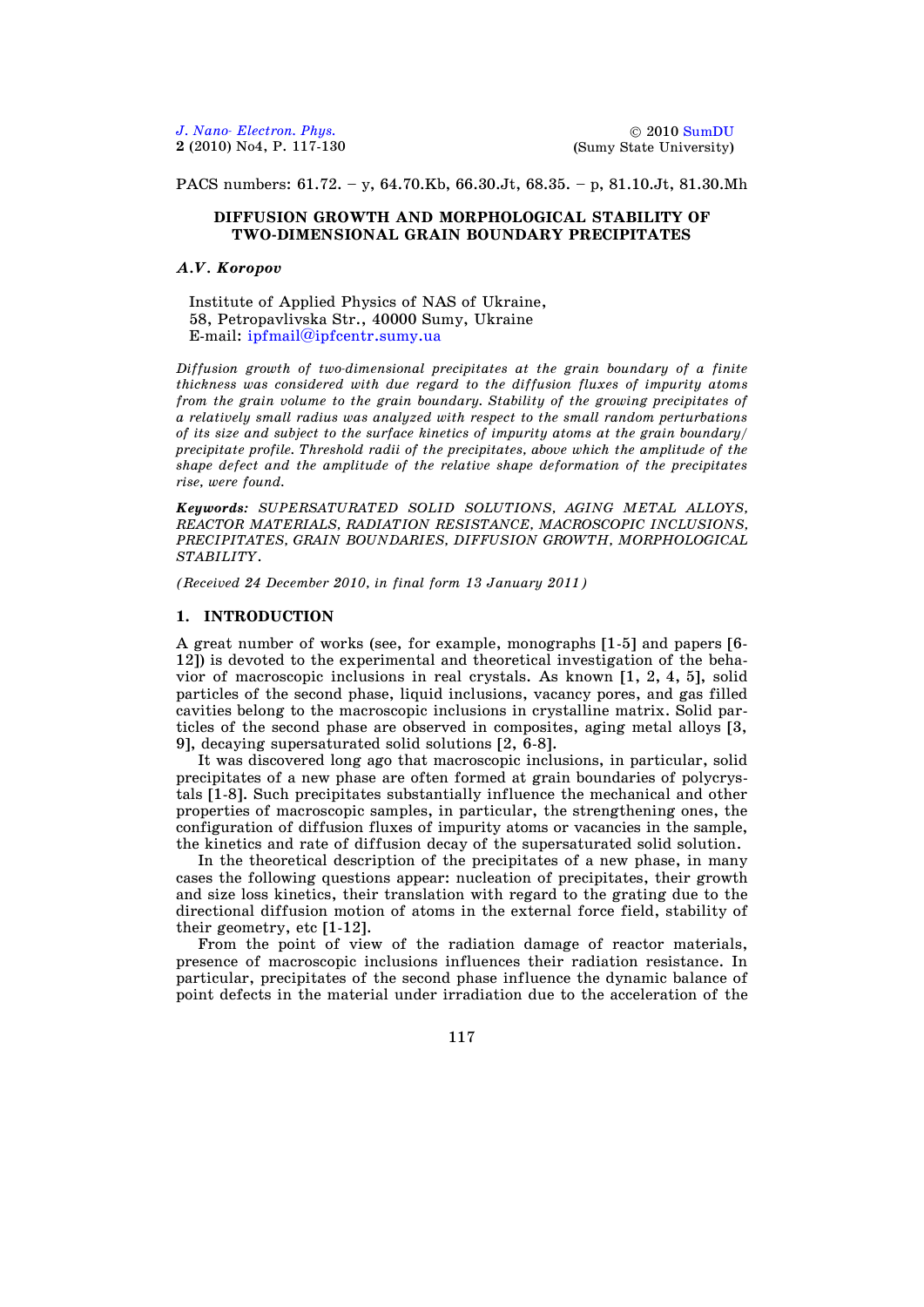PACS numbers: 61.72. – y, 64.70.Kb, 66.30.Jt, 68.35. – p, 81.10.Jt, 81.30.Mh

# DIFFUSION GROWTH AND MORPHOLOGICAL STABILITY OF TWO-DIMENSIONAL GRAIN BOUNDARY PRECIPITATES

***A.V. Koropov***

Institute of Applied Physics of NAS of Ukraine,
58, Petropavlivska Str., 40000 Sumy, Ukraine
E-mail: ipfmail@ipfcentr.sumy.ua

*Diffusion growth of two-dimensional precipitates at the grain boundary of a finite thickness was considered with due regard to the diffusion fluxes of impurity atoms from the grain volume to the grain boundary. Stability of the growing precipitates of a relatively small radius was analyzed with respect to the small random perturbations of its size and subject to the surface kinetics of impurity atoms at the grain boundary/ precipitate profile. Threshold radii of the precipitates, above which the amplitude of the shape defect and the amplitude of the relative shape deformation of the precipitates rise, were found.*

***Keywords:*** *SUPERSATURATED SOLID SOLUTIONS, AGING METAL ALLOYS, REACTOR MATERIALS, RADIATION RESISTANCE, MACROSCOPIC INCLUSIONS, PRECIPITATES, GRAIN BOUNDARIES, DIFFUSION GROWTH, MORPHOLOGICAL STABILITY.*

*(Received 24 December 2010, in final form 13 January 2011)*

## 1. INTRODUCTION

A great number of works (see, for example, monographs [1-5] and papers [6-12]) is devoted to the experimental and theoretical investigation of the behavior of macroscopic inclusions in real crystals. As known [1, 2, 4, 5], solid particles of the second phase, liquid inclusions, vacancy pores, and gas filled cavities belong to the macroscopic inclusions in crystalline matrix. Solid particles of the second phase are observed in composites, aging metal alloys [3, 9], decaying supersaturated solid solutions [2, 6-8].

It was discovered long ago that macroscopic inclusions, in particular, solid precipitates of a new phase are often formed at grain boundaries of polycrystals [1-8]. Such precipitates substantially influence the mechanical and other properties of macroscopic samples, in particular, the strengthening ones, the configuration of diffusion fluxes of impurity atoms or vacancies in the sample, the kinetics and rate of diffusion decay of the supersaturated solid solution.

In the theoretical description of the precipitates of a new phase, in many cases the following questions appear: nucleation of precipitates, their growth and size loss kinetics, their translation with regard to the grating due to the directional diffusion motion of atoms in the external force field, stability of their geometry, etc [1-12].

From the point of view of the radiation damage of reactor materials, presence of macroscopic inclusions influences their radiation resistance. In particular, precipitates of the second phase influence the dynamic balance of point defects in the material under irradiation due to the acceleration of the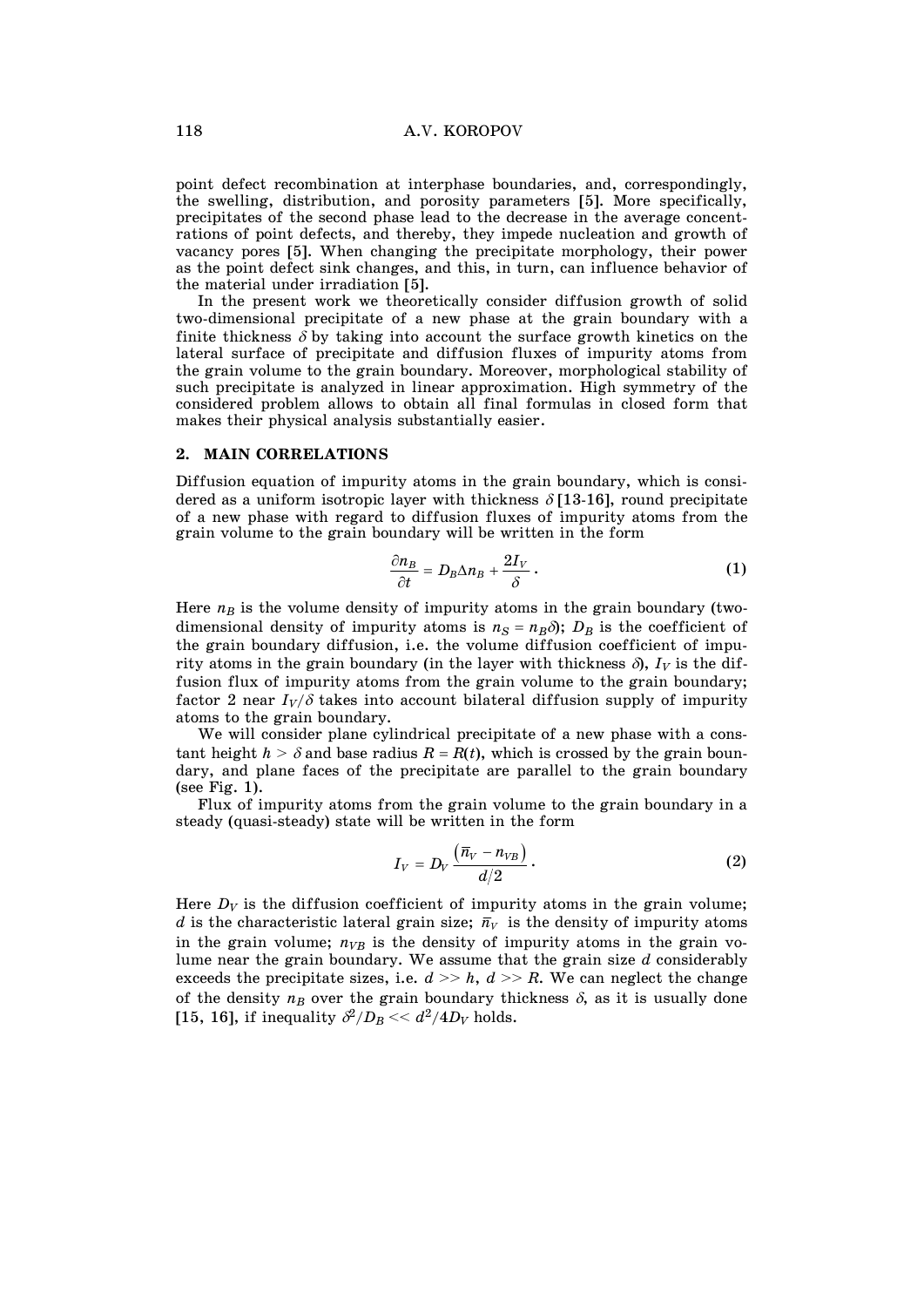point defect recombination at interphase boundaries, and, correspondingly, the swelling, distribution, and porosity parameters [5]. More specifically, precipitates of the second phase lead to the decrease in the average concentrations of point defects, and thereby, they impede nucleation and growth of vacancy pores [5]. When changing the precipitate morphology, their power as the point defect sink changes, and this, in turn, can influence behavior of the material under irradiation [5].

In the present work we theoretically consider diffusion growth of solid two-dimensional precipitate of a new phase at the grain boundary with a finite thickness $\delta$ by taking into account the surface growth kinetics on the lateral surface of precipitate and diffusion fluxes of impurity atoms from the grain volume to the grain boundary. Moreover, morphological stability of such precipitate is analyzed in linear approximation. High symmetry of the considered problem allows to obtain all final formulas in closed form that makes their physical analysis substantially easier.

## 2. MAIN CORRELATIONS

Diffusion equation of impurity atoms in the grain boundary, which is considered as a uniform isotropic layer with thickness $\delta$ [13-16], round precipitate of a new phase with regard to diffusion fluxes of impurity atoms from the grain volume to the grain boundary will be written in the form

$$\frac{\partial n_B}{\partial t} = D_B \Delta n_B + \frac{2I_V}{\delta}. \tag{1}$$

Here $n_B$ is the volume density of impurity atoms in the grain boundary (two-dimensional density of impurity atoms is $n_S = n_B\delta$); $D_B$ is the coefficient of the grain boundary diffusion, i.e. the volume diffusion coefficient of impurity atoms in the grain boundary (in the layer with thickness $\delta$), $I_V$ is the diffusion flux of impurity atoms from the grain volume to the grain boundary; factor 2 near $I_V/\delta$ takes into account bilateral diffusion supply of impurity atoms to the grain boundary.

We will consider plane cylindrical precipitate of a new phase with a constant height $h > \delta$ and base radius $R = R(t)$, which is crossed by the grain boundary, and plane faces of the precipitate are parallel to the grain boundary (see Fig. 1).

Flux of impurity atoms from the grain volume to the grain boundary in a steady (quasi-steady) state will be written in the form

$$I_V = D_V \frac{\left(\bar{n}_V - n_{VB}\right)}{d/2}. \tag{2}$$

Here $D_V$ is the diffusion coefficient of impurity atoms in the grain volume; $d$ is the characteristic lateral grain size; $\bar{n}_V$ is the density of impurity atoms in the grain volume; $n_{VB}$ is the density of impurity atoms in the grain volume near the grain boundary. We assume that the grain size $d$ considerably exceeds the precipitate sizes, i.e. $d >> h$, $d >> R$. We can neglect the change of the density $n_B$ over the grain boundary thickness $\delta$, as it is usually done [15, 16], if inequality $\delta^2/D_B << d^2/4D_V$ holds.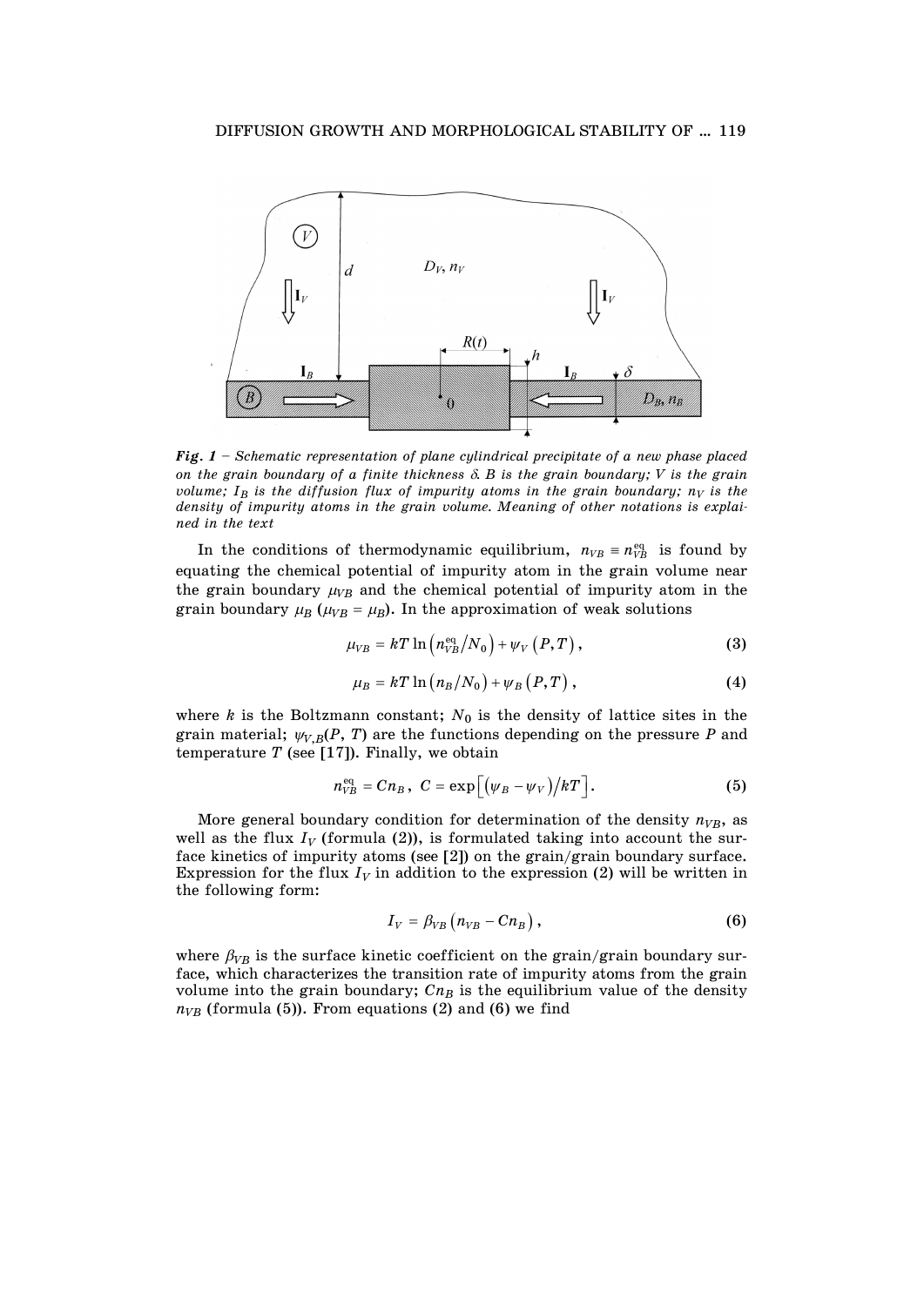*Fig. 1* – *Schematic representation of plane cylindrical precipitate of a new phase placed on the grain boundary of a finite thickness δ. B is the grain boundary; V is the grain volume; $I_B$ is the diffusion flux of impurity atoms in the grain boundary; $n_V$ is the density of impurity atoms in the grain volume. Meaning of other notations is explained in the text*

In the conditions of thermodynamic equilibrium, $n_{VB} \equiv n_{VB}^{\text{eq}}$ is found by equating the chemical potential of impurity atom in the grain volume near the grain boundary $\mu_{VB}$ and the chemical potential of impurity atom in the grain boundary $\mu_B$ ($\mu_{VB} = \mu_B$). In the approximation of weak solutions

$$\mu_{VB} = kT \ln\left(n_{VB}^{\text{eq}}/N_0\right) + \psi_V\left(P, T\right), \tag{3}$$

$$\mu_B = kT \ln\left(n_B/N_0\right) + \psi_B\left(P, T\right), \tag{4}$$

where $k$ is the Boltzmann constant; $N_0$ is the density of lattice sites in the grain material; $\psi_{V,B}(P, T)$ are the functions depending on the pressure $P$ and temperature $T$ (see [17]). Finally, we obtain

$$n_{VB}^{\text{eq}} = Cn_B, \; C = \exp\left[\left(\psi_B - \psi_V\right)/kT\right]. \tag{5}$$

More general boundary condition for determination of the density $n_{VB}$, as well as the flux $I_V$ (formula (2)), is formulated taking into account the surface kinetics of impurity atoms (see [2]) on the grain/grain boundary surface. Expression for the flux $I_V$ in addition to the expression (2) will be written in the following form:

$$I_V = \beta_{VB}\left(n_{VB} - Cn_B\right), \tag{6}$$

where $\beta_{VB}$ is the surface kinetic coefficient on the grain/grain boundary surface, which characterizes the transition rate of impurity atoms from the grain volume into the grain boundary; $Cn_B$ is the equilibrium value of the density $n_{VB}$ (formula (5)). From equations (2) and (6) we find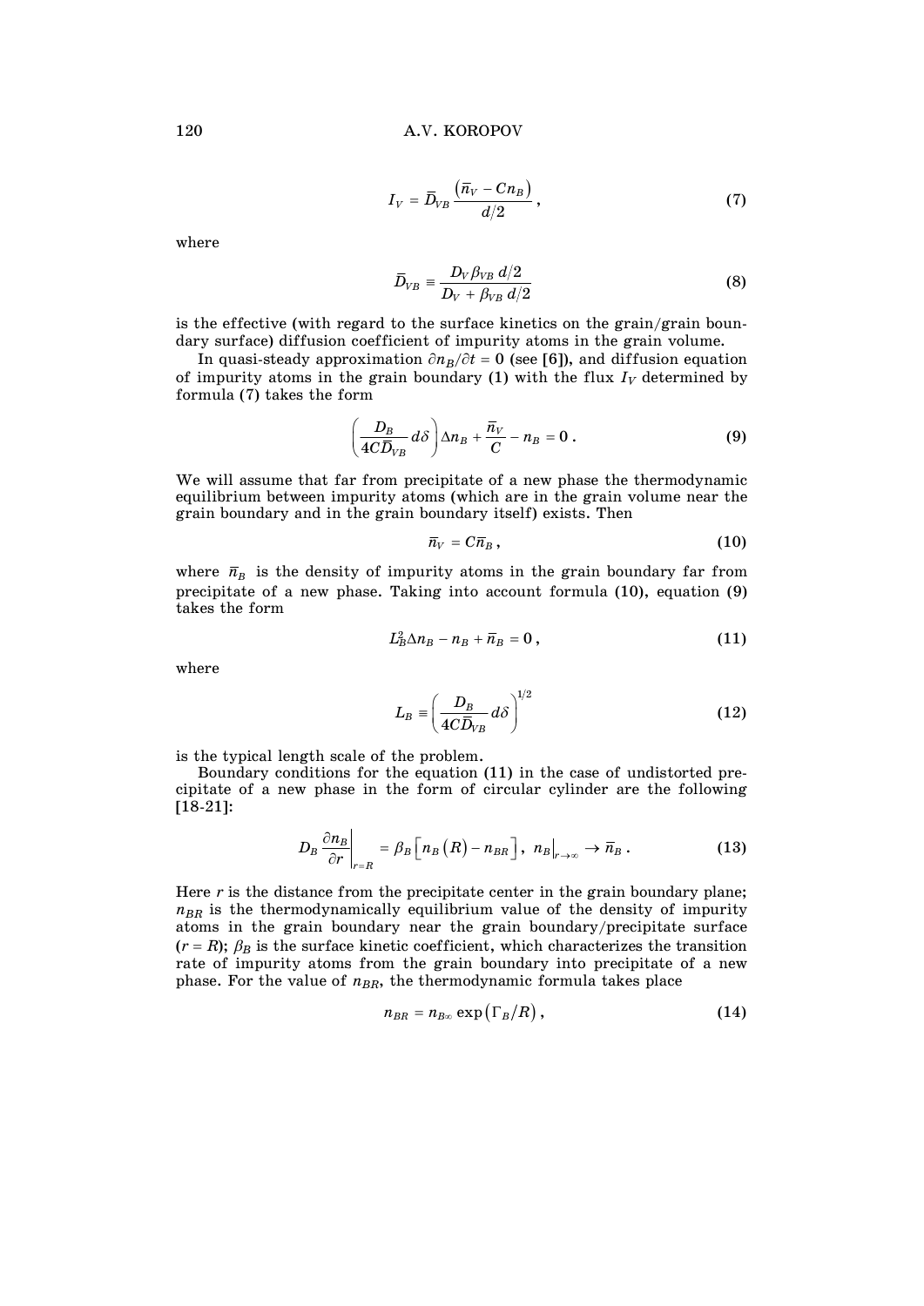$$I_V = \bar{D}_{VB} \frac{\left(\bar{n}_V - C n_B\right)}{d/2}, \tag{7}$$

where

$$\bar{D}_{VB} \equiv \frac{D_V \beta_{VB}\, d/2}{D_V + \beta_{VB}\, d/2} \tag{8}$$

is the effective (with regard to the surface kinetics on the grain/grain boundary surface) diffusion coefficient of impurity atoms in the grain volume.

In quasi-steady approximation $\partial n_B/\partial t = 0$ (see [6]), and diffusion equation of impurity atoms in the grain boundary (1) with the flux $I_V$ determined by formula (7) takes the form

$$\left(\frac{D_B}{4C\bar{D}_{VB}} d\delta\right) \Delta n_B + \frac{\bar{n}_V}{C} - n_B = 0\,. \tag{9}$$

We will assume that far from precipitate of a new phase the thermodynamic equilibrium between impurity atoms (which are in the grain volume near the grain boundary and in the grain boundary itself) exists. Then

$$\bar{n}_V = C\bar{n}_B\,, \tag{10}$$

where $\bar{n}_B$ is the density of impurity atoms in the grain boundary far from precipitate of a new phase. Taking into account formula (10), equation (9) takes the form

$$L_B^2 \Delta n_B - n_B + \bar{n}_B = 0\,, \tag{11}$$

where

$$L_B \equiv \left(\frac{D_B}{4C\bar{D}_{VB}} d\delta\right)^{1/2} \tag{12}$$

is the typical length scale of the problem.

Boundary conditions for the equation (11) in the case of undistorted precipitate of a new phase in the form of circular cylinder are the following [18-21]:

$$D_B \left.\frac{\partial n_B}{\partial r}\right|_{r=R} = \beta_B \left[n_B(R) - n_{BR}\right],\ \left. n_B\right|_{r\to\infty} \to \bar{n}_B\,. \tag{13}$$

Here $r$ is the distance from the precipitate center in the grain boundary plane; $n_{BR}$ is the thermodynamically equilibrium value of the density of impurity atoms in the grain boundary near the grain boundary/precipitate surface ($r = R$); $\beta_B$ is the surface kinetic coefficient, which characterizes the transition rate of impurity atoms from the grain boundary into precipitate of a new phase. For the value of $n_{BR}$, the thermodynamic formula takes place

$$n_{BR} = n_{B\infty} \exp\left(\Gamma_B/R\right), \tag{14}$$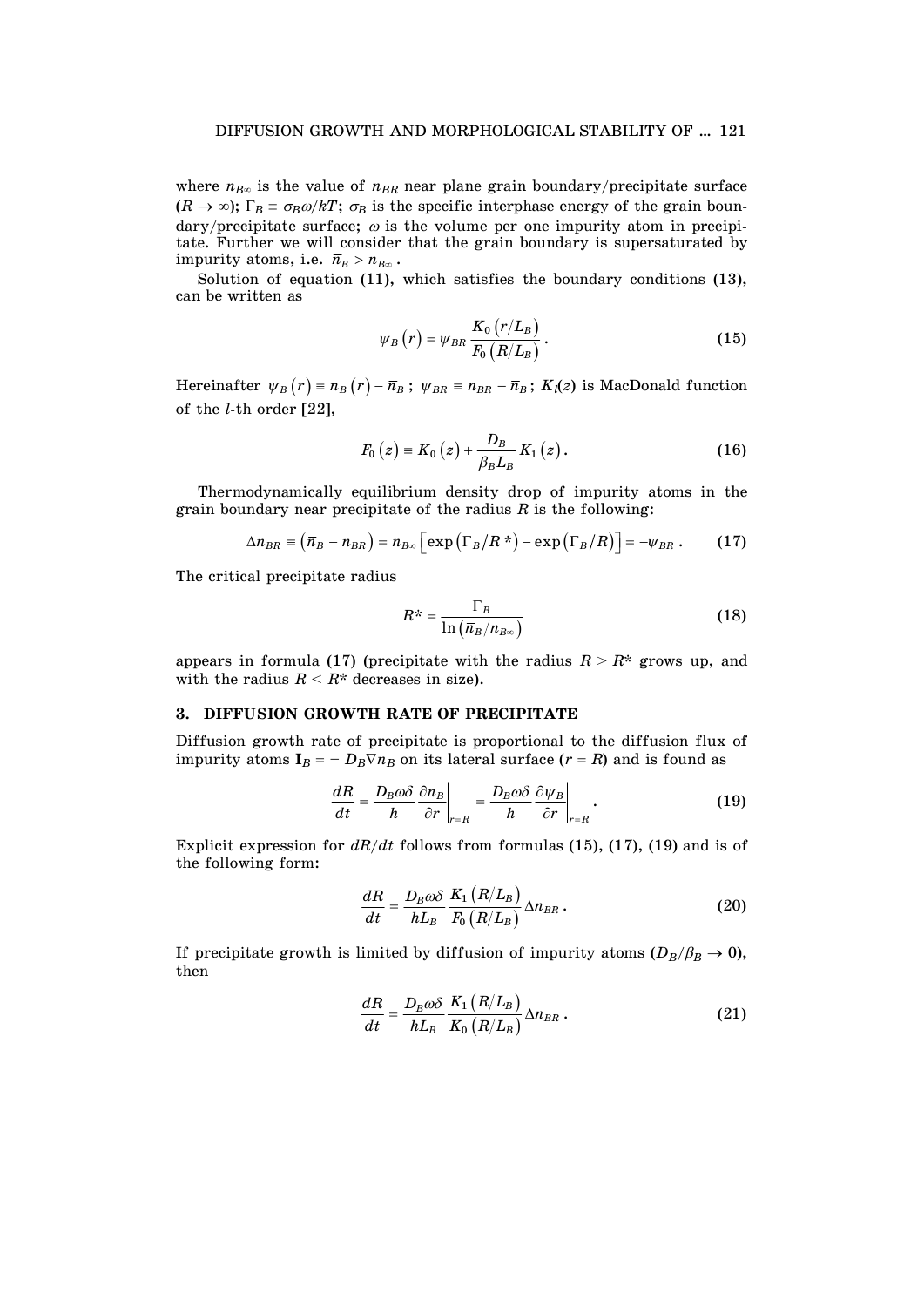where $n_{B\infty}$ is the value of $n_{BR}$ near plane grain boundary/precipitate surface ($R \to \infty$); $\Gamma_B \equiv \sigma_B\omega/kT$; $\sigma_B$ is the specific interphase energy of the grain boundary/precipitate surface; $\omega$ is the volume per one impurity atom in precipitate. Further we will consider that the grain boundary is supersaturated by impurity atoms, i.e. $\bar{n}_B > n_{B\infty}$.

Solution of equation (11), which satisfies the boundary conditions (13), can be written as

$$\psi_B(r) = \psi_{BR}\frac{K_0(r/L_B)}{F_0(R/L_B)}. \tag{15}$$

Hereinafter $\psi_B(r) \equiv n_B(r) - \bar{n}_B$; $\psi_{BR} \equiv n_{BR} - \bar{n}_B$; $K_l(z)$ is MacDonald function of the $l$-th order [22],

$$F_0(z) \equiv K_0(z) + \frac{D_B}{\beta_B L_B}K_1(z). \tag{16}$$

Thermodynamically equilibrium density drop of impurity atoms in the grain boundary near precipitate of the radius $R$ is the following:

$$\Delta n_{BR} \equiv (\bar{n}_B - n_{BR}) = n_{B\infty}\left[\exp(\Gamma_B/R^*) - \exp(\Gamma_B/R)\right] = -\psi_{BR}. \tag{17}$$

The critical precipitate radius

$$R^* = \frac{\Gamma_B}{\ln(\bar{n}_B/n_{B\infty})} \tag{18}$$

appears in formula (17) (precipitate with the radius $R > R^*$ grows up, and with the radius $R < R^*$ decreases in size).

## 3. DIFFUSION GROWTH RATE OF PRECIPITATE

Diffusion growth rate of precipitate is proportional to the diffusion flux of impurity atoms $\mathbf{I}_B = -D_B\nabla n_B$ on its lateral surface ($r = R$) and is found as

$$\frac{dR}{dt} = \frac{D_B\omega\delta}{h}\left.\frac{\partial n_B}{\partial r}\right|_{r=R} = \frac{D_B\omega\delta}{h}\left.\frac{\partial \psi_B}{\partial r}\right|_{r=R}. \tag{19}$$

Explicit expression for $dR/dt$ follows from formulas (15), (17), (19) and is of the following form:

$$\frac{dR}{dt} = \frac{D_B\omega\delta}{hL_B}\frac{K_1(R/L_B)}{F_0(R/L_B)}\Delta n_{BR}. \tag{20}$$

If precipitate growth is limited by diffusion of impurity atoms ($D_B/\beta_B \to 0$), then

$$\frac{dR}{dt} = \frac{D_B\omega\delta}{hL_B}\frac{K_1(R/L_B)}{K_0(R/L_B)}\Delta n_{BR}. \tag{21}$$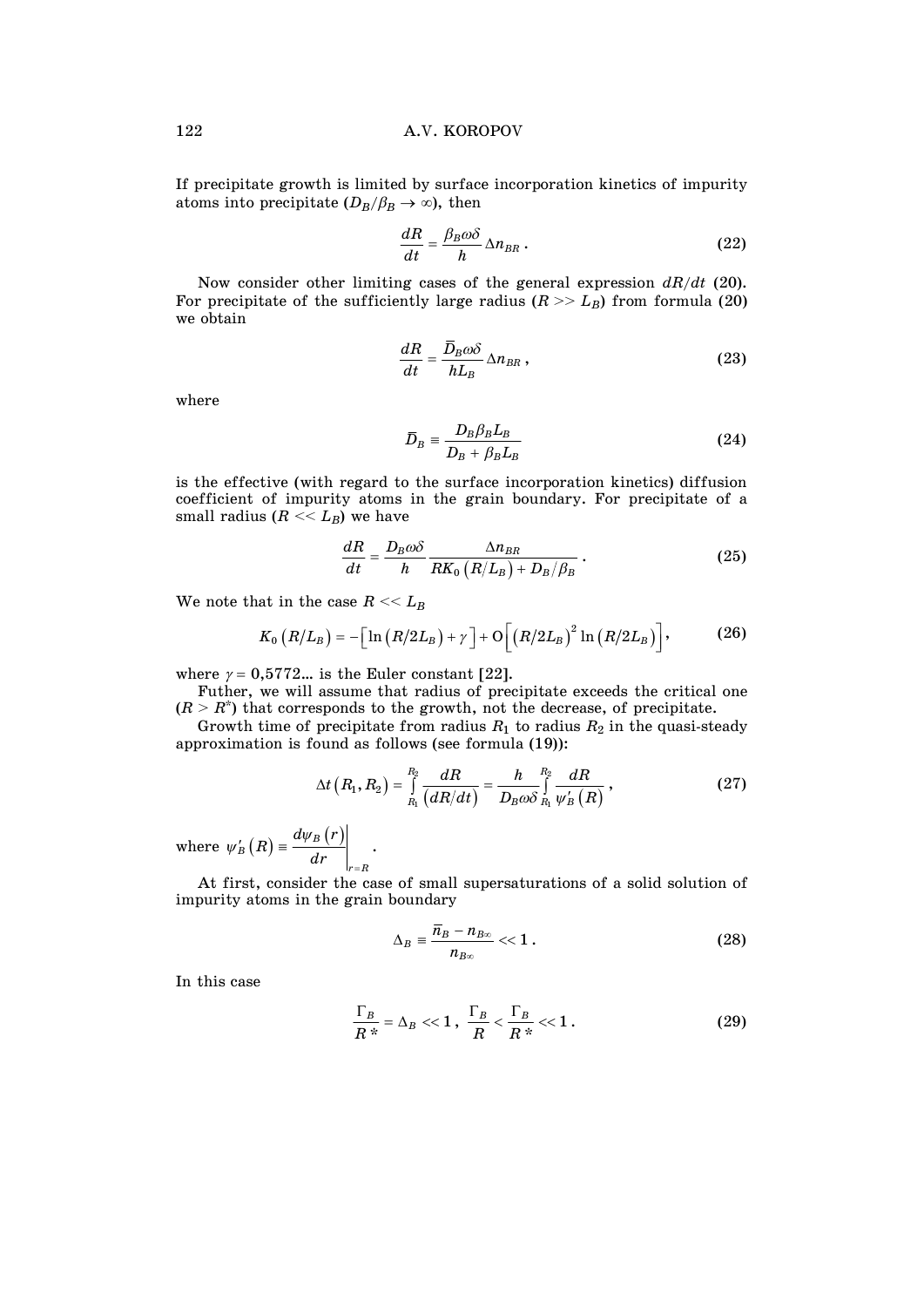If precipitate growth is limited by surface incorporation kinetics of impurity atoms into precipitate ($D_B/\beta_B \to \infty$), then

$$\frac{dR}{dt} = \frac{\beta_B \omega \delta}{h} \Delta n_{BR} . \tag{22}$$

Now consider other limiting cases of the general expression $dR/dt$ (20). For precipitate of the sufficiently large radius ($R >> L_B$) from formula (20) we obtain

$$\frac{dR}{dt} = \frac{\bar{D}_B \omega \delta}{h L_B} \Delta n_{BR} , \tag{23}$$

where

$$\bar{D}_B \equiv \frac{D_B \beta_B L_B}{D_B + \beta_B L_B} \tag{24}$$

is the effective (with regard to the surface incorporation kinetics) diffusion coefficient of impurity atoms in the grain boundary. For precipitate of a small radius ($R << L_B$) we have

$$\frac{dR}{dt} = \frac{D_B \omega \delta}{h} \frac{\Delta n_{BR}}{R K_0 \left(R/L_B\right) + D_B/\beta_B} . \tag{25}$$

We note that in the case $R << L_B$

$$K_0\left(R/L_B\right) = -\left[\ln\left(R/2L_B\right) + \gamma\right] + \mathrm{O}\left[\left(R/2L_B\right)^2 \ln\left(R/2L_B\right)\right], \tag{26}$$

where $\gamma = 0{,}5772...$ is the Euler constant [22].

Futher, we will assume that radius of precipitate exceeds the critical one ($R > R^*$) that corresponds to the growth, not the decrease, of precipitate.

Growth time of precipitate from radius $R_1$ to radius $R_2$ in the quasi-steady approximation is found as follows (see formula (19)):

$$\Delta t\left(R_1, R_2\right) = \int_{R_1}^{R_2} \frac{dR}{\left(dR/dt\right)} = \frac{h}{D_B \omega \delta} \int_{R_1}^{R_2} \frac{dR}{\psi_B'\left(R\right)} , \tag{27}$$

where $\psi_B'\left(R\right) \equiv \left.\frac{d\psi_B\left(r\right)}{dr}\right|_{r=R}$.

At first, consider the case of small supersaturations of a solid solution of impurity atoms in the grain boundary

$$\Delta_B \equiv \frac{\bar{n}_B - n_{B\infty}}{n_{B\infty}} << 1 . \tag{28}$$

In this case

$$\frac{\Gamma_B}{R^*} = \Delta_B << 1 , \quad \frac{\Gamma_B}{R} < \frac{\Gamma_B}{R^*} << 1 . \tag{29}$$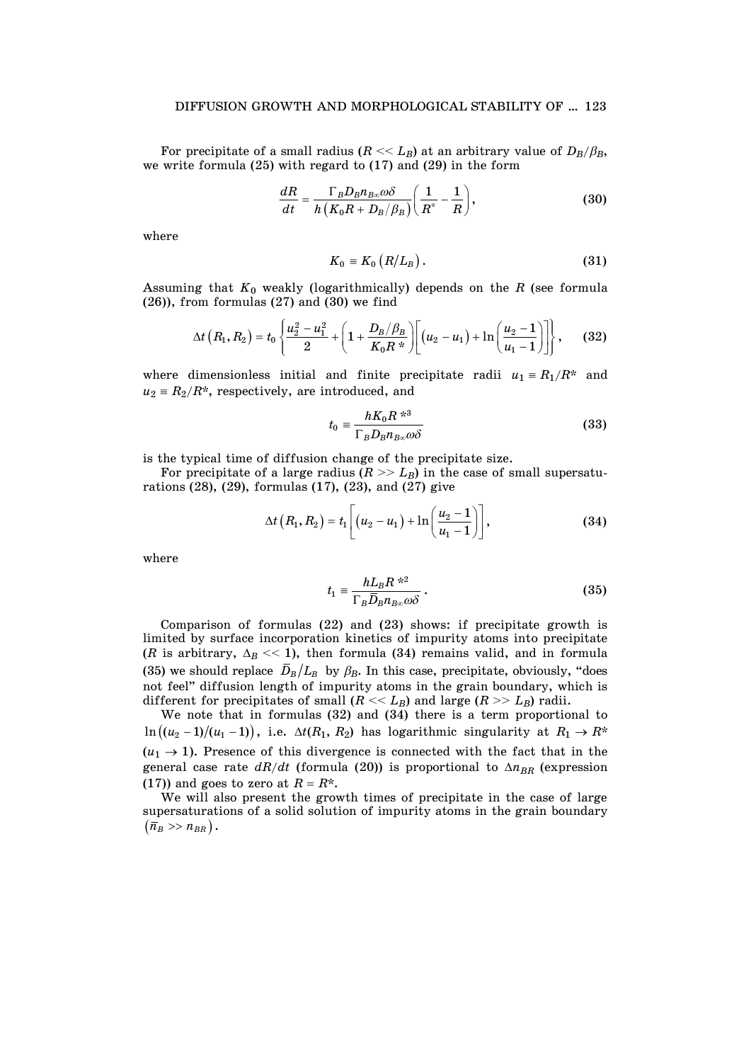For precipitate of a small radius ($R \ll L_B$) at an arbitrary value of $D_B/\beta_B$, we write formula (25) with regard to (17) and (29) in the form

$$\frac{dR}{dt} = \frac{\Gamma_B D_B n_{B\infty}\omega\delta}{h\left(K_0 R + D_B/\beta_B\right)}\left(\frac{1}{R^*} - \frac{1}{R}\right), \tag{30}$$

where

$$K_0 \equiv K_0\left(R/L_B\right). \tag{31}$$

Assuming that $K_0$ weakly (logarithmically) depends on the $R$ (see formula (26)), from formulas (27) and (30) we find

$$\Delta t\left(R_1, R_2\right) = t_0\left\{\frac{u_2^2 - u_1^2}{2} + \left(1 + \frac{D_B/\beta_B}{K_0 R^*}\right)\left[\left(u_2 - u_1\right) + \ln\left(\frac{u_2 - 1}{u_1 - 1}\right)\right]\right\}, \tag{32}$$

where dimensionless initial and finite precipitate radii $u_1 \equiv R_1/R^*$ and $u_2 \equiv R_2/R^*$, respectively, are introduced, and

$$t_0 \equiv \frac{hK_0 R^{*3}}{\Gamma_B D_B n_{B\infty}\omega\delta} \tag{33}$$

is the typical time of diffusion change of the precipitate size.

For precipitate of a large radius ($R \gg L_B$) in the case of small supersaturations (28), (29), formulas (17), (23), and (27) give

$$\Delta t\left(R_1, R_2\right) = t_1\left[\left(u_2 - u_1\right) + \ln\left(\frac{u_2 - 1}{u_1 - 1}\right)\right], \tag{34}$$

where

$$t_1 \equiv \frac{hL_B R^{*2}}{\Gamma_B \bar{D}_B n_{B\infty}\omega\delta}. \tag{35}$$

Comparison of formulas (22) and (23) shows: if precipitate growth is limited by surface incorporation kinetics of impurity atoms into precipitate ($R$ is arbitrary, $\Delta_B \ll 1$), then formula (34) remains valid, and in formula (35) we should replace $\bar{D}_B/L_B$ by $\beta_B$. In this case, precipitate, obviously, "does not feel" diffusion length of impurity atoms in the grain boundary, which is different for precipitates of small ($R \ll L_B$) and large ($R \gg L_B$) radii.

We note that in formulas (32) and (34) there is a term proportional to $\ln\left((u_2 - 1)/(u_1 - 1)\right)$, i.e. $\Delta t(R_1, R_2)$ has logarithmic singularity at $R_1 \to R^*$ ($u_1 \to 1$). Presence of this divergence is connected with the fact that in the general case rate $dR/dt$ (formula (20)) is proportional to $\Delta n_{BR}$ (expression (17)) and goes to zero at $R = R^*$.

We will also present the growth times of precipitate in the case of large supersaturations of a solid solution of impurity atoms in the grain boundary $\left(\bar{n}_B \gg n_{BR}\right)$.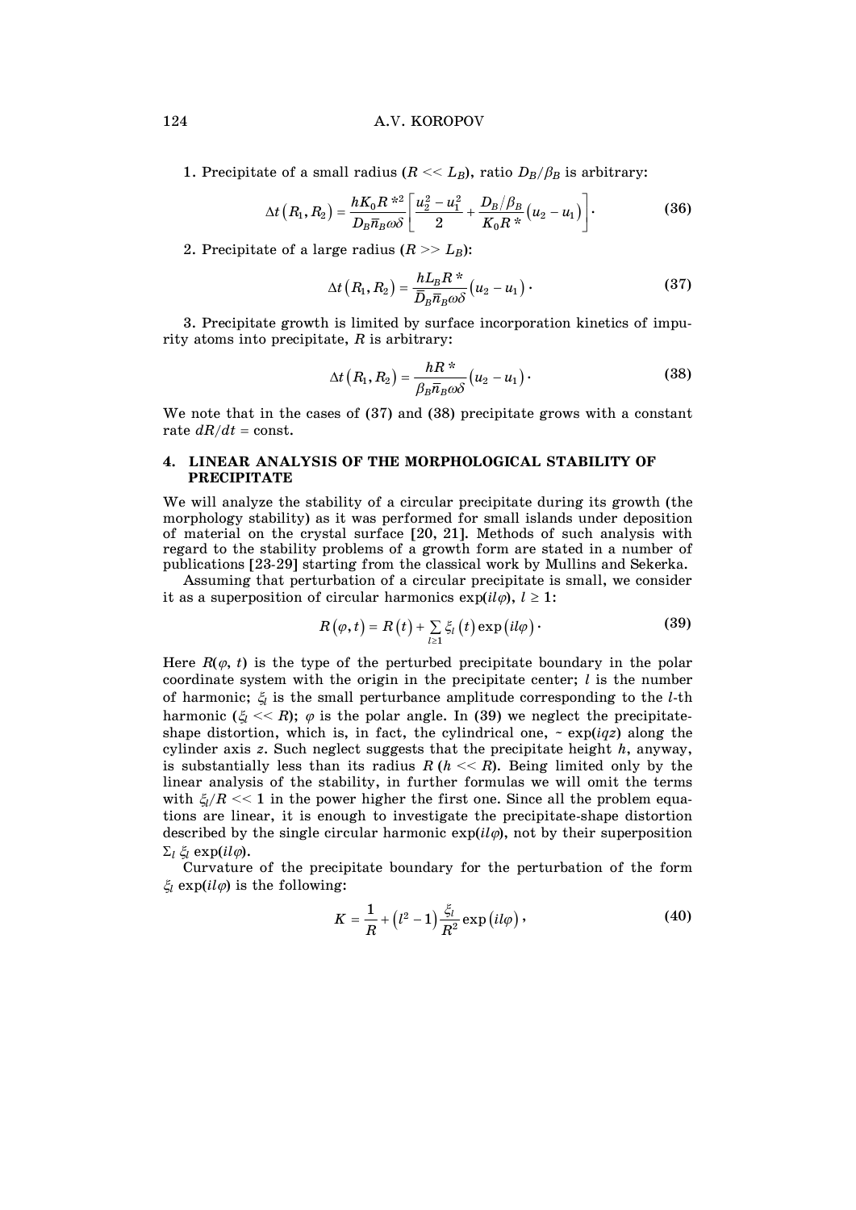1. Precipitate of a small radius ($R << L_B$), ratio $D_B/\beta_B$ is arbitrary:

$$\Delta t\left(R_1, R_2\right) = \frac{hK_0 R^{*2}}{D_B \bar{n}_B \omega\delta}\left[\frac{u_2^2 - u_1^2}{2} + \frac{D_B/\beta_B}{K_0 R^*}\left(u_2 - u_1\right)\right]. \quad (36)$$

2. Precipitate of a large radius ($R >> L_B$):

$$\Delta t\left(R_1, R_2\right) = \frac{hL_B R^*}{\bar{D}_B \bar{n}_B \omega\delta}\left(u_2 - u_1\right). \quad (37)$$

3. Precipitate growth is limited by surface incorporation kinetics of impurity atoms into precipitate, $R$ is arbitrary:

$$\Delta t\left(R_1, R_2\right) = \frac{hR^*}{\beta_B \bar{n}_B \omega\delta}\left(u_2 - u_1\right). \quad (38)$$

We note that in the cases of (37) and (38) precipitate grows with a constant rate $dR/dt = \text{const}$.

## 4. LINEAR ANALYSIS OF THE MORPHOLOGICAL STABILITY OF PRECIPITATE

We will analyze the stability of a circular precipitate during its growth (the morphology stability) as it was performed for small islands under deposition of material on the crystal surface [20, 21]. Methods of such analysis with regard to the stability problems of a growth form are stated in a number of publications [23-29] starting from the classical work by Mullins and Sekerka.

Assuming that perturbation of a circular precipitate is small, we consider it as a superposition of circular harmonics $\exp(il\varphi)$, $l \geq 1$:

$$R\left(\varphi, t\right) = R\left(t\right) + \sum_{l\geq 1} \xi_l\left(t\right)\exp\left(il\varphi\right). \quad (39)$$

Here $R(\varphi, t)$ is the type of the perturbed precipitate boundary in the polar coordinate system with the origin in the precipitate center; $l$ is the number of harmonic; $\xi_l$ is the small perturbance amplitude corresponding to the $l$-th harmonic ($\xi_l << R$); $\varphi$ is the polar angle. In (39) we neglect the precipitate-shape distortion, which is, in fact, the cylindrical one, ~ $\exp(iqz)$ along the cylinder axis $z$. Such neglect suggests that the precipitate height $h$, anyway, is substantially less than its radius $R$ ($h << R$). Being limited only by the linear analysis of the stability, in further formulas we will omit the terms with $\xi_l/R << 1$ in the power higher the first one. Since all the problem equations are linear, it is enough to investigate the precipitate-shape distortion described by the single circular harmonic $\exp(il\varphi)$, not by their superposition $\Sigma_l\, \xi_l \exp(il\varphi)$.

Curvature of the precipitate boundary for the perturbation of the form $\xi_l \exp(il\varphi)$ is the following:

$$K = \frac{1}{R} + \left(l^2 - 1\right)\frac{\xi_l}{R^2}\exp\left(il\varphi\right), \quad (40)$$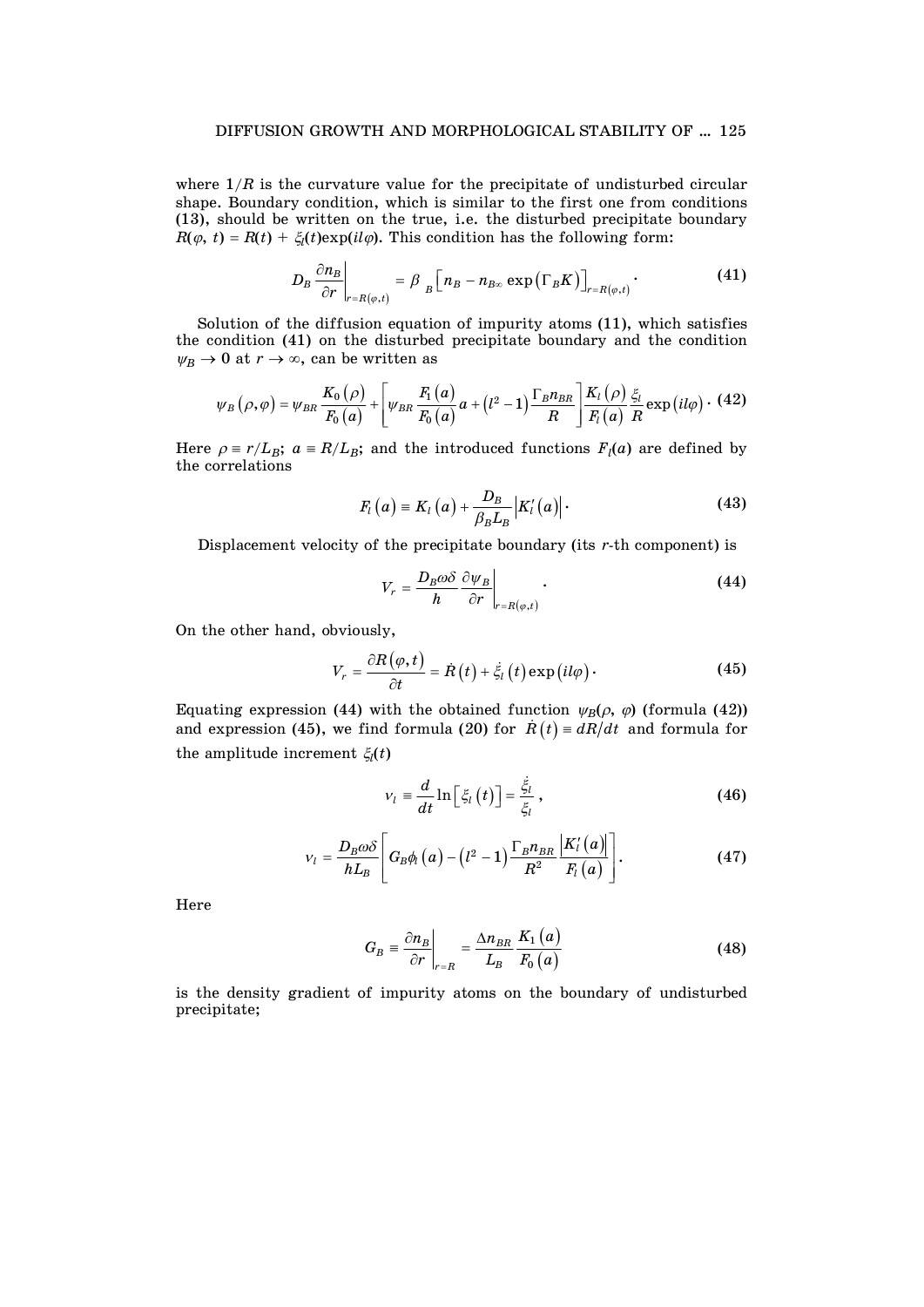where $1/R$ is the curvature value for the precipitate of undisturbed circular shape. Boundary condition, which is similar to the first one from conditions **(13)**, should be written on the true, i.e. the disturbed precipitate boundary $R(\varphi, t) = R(t) + \xi_l(t)\exp(il\varphi)$. This condition has the following form:

$$D_B \left.\frac{\partial n_B}{\partial r}\right|_{r=R(\varphi,t)} = \beta_{\ B}\left[n_B - n_{B\infty}\exp\left(\Gamma_B K\right)\right]_{r=R(\varphi,t)}. \tag{41}$$

Solution of the diffusion equation of impurity atoms **(11)**, which satisfies the condition **(41)** on the disturbed precipitate boundary and the condition $\psi_B \to 0$ at $r \to \infty$, can be written as

$$\psi_B\left(\rho,\varphi\right) = \psi_{BR}\frac{K_0\left(\rho\right)}{F_0\left(a\right)} + \left[\psi_{BR}\frac{F_1\left(a\right)}{F_0\left(a\right)}a + \left(l^2 - 1\right)\frac{\Gamma_B n_{BR}}{R}\right]\frac{K_l\left(\rho\right)}{F_l\left(a\right)}\frac{\xi_l}{R}\exp\left(il\varphi\right). \tag{42}$$

Here $\rho \equiv r/L_B$; $a \equiv R/L_B$; and the introduced functions $F_l(a)$ are defined by the correlations

$$F_l\left(a\right) \equiv K_l\left(a\right) + \frac{D_B}{\beta_B L_B}\left|K_l'\left(a\right)\right|. \tag{43}$$

Displacement velocity of the precipitate boundary (its $r$-th component) is

$$V_r = \frac{D_B \omega\delta}{h}\left.\frac{\partial \psi_B}{\partial r}\right|_{r=R(\varphi,t)}. \tag{44}$$

On the other hand, obviously,

$$V_r = \frac{\partial R\left(\varphi,t\right)}{\partial t} = \dot{R}\left(t\right) + \dot{\xi}_l\left(t\right)\exp\left(il\varphi\right). \tag{45}$$

Equating expression **(44)** with the obtained function $\psi_B(\rho, \varphi)$ (formula **(42)**) and expression **(45)**, we find formula **(20)** for $\dot{R}\left(t\right) \equiv dR/dt$ and formula for the amplitude increment $\xi_l(t)$

$$\nu_l \equiv \frac{d}{dt}\ln\left[\xi_l\left(t\right)\right] = \frac{\dot{\xi}_l}{\xi_l}, \tag{46}$$

$$\nu_l = \frac{D_B \omega\delta}{h L_B}\left[G_B \phi_l\left(a\right) - \left(l^2 - 1\right)\frac{\Gamma_B n_{BR}}{R^2}\frac{\left|K_l'\left(a\right)\right|}{F_l\left(a\right)}\right]. \tag{47}$$

Here

$$G_B \equiv \left.\frac{\partial n_B}{\partial r}\right|_{r=R} = \frac{\Delta n_{BR}}{L_B}\frac{K_1\left(a\right)}{F_0\left(a\right)} \tag{48}$$

is the density gradient of impurity atoms on the boundary of undisturbed precipitate;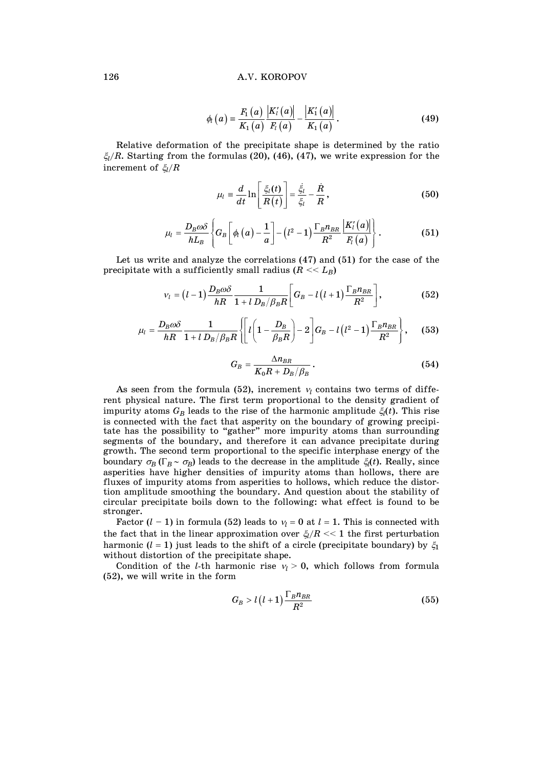$$\phi_l(a) \equiv \frac{F_1(a)}{K_1(a)} \frac{|K_l'(a)|}{F_l(a)} - \frac{|K_1'(a)|}{K_1(a)}. \tag{49}$$

Relative deformation of the precipitate shape is determined by the ratio $\xi_l/R$. Starting from the formulas (20), (46), (47), we write expression for the increment of $\xi_l/R$

$$\mu_l \equiv \frac{d}{dt} \ln\left[\frac{\xi_l(t)}{R(t)}\right] = \frac{\dot{\xi}_l}{\xi_l} - \frac{\dot{R}}{R}, \tag{50}$$

$$\mu_l = \frac{D_B \omega \delta}{h L_B} \left\{ G_B \left[\phi_l(a) - \frac{1}{a}\right] - \left(l^2 - 1\right) \frac{\Gamma_B n_{BR}}{R^2} \frac{|K_l'(a)|}{F_l(a)} \right\}. \tag{51}$$

Let us write and analyze the correlations (47) and (51) for the case of the precipitate with a sufficiently small radius ($R << L_B$)

$$\nu_l = \left(l - 1\right) \frac{D_B \omega \delta}{h R} \frac{1}{1 + l\, D_B/\beta_B R} \left[ G_B - l\left(l + 1\right) \frac{\Gamma_B n_{BR}}{R^2} \right], \tag{52}$$

$$\mu_l = \frac{D_B \omega \delta}{h R} \frac{1}{1 + l\, D_B/\beta_B R} \left\{ \left[ l\left(1 - \frac{D_B}{\beta_B R}\right) - 2 \right] G_B - l\left(l^2 - 1\right) \frac{\Gamma_B n_{BR}}{R^2} \right\}, \tag{53}$$

$$G_B = \frac{\Delta n_{BR}}{K_0 R + D_B/\beta_B}. \tag{54}$$

As seen from the formula (52), increment $\nu_l$ contains two terms of different physical nature. The first term proportional to the density gradient of impurity atoms $G_B$ leads to the rise of the harmonic amplitude $\xi_l(t)$. This rise is connected with the fact that asperity on the boundary of growing precipitate has the possibility to "gather" more impurity atoms than surrounding segments of the boundary, and therefore it can advance precipitate during growth. The second term proportional to the specific interphase energy of the boundary $\sigma_B$ ($\Gamma_B \sim \sigma_B$) leads to the decrease in the amplitude $\xi_l(t)$. Really, since asperities have higher densities of impurity atoms than hollows, there are fluxes of impurity atoms from asperities to hollows, which reduce the distortion amplitude smoothing the boundary. And question about the stability of circular precipitate boils down to the following: what effect is found to be stronger.

Factor $(l - 1)$ in formula (52) leads to $\nu_l = 0$ at $l = 1$. This is connected with the fact that in the linear approximation over $\xi_l/R << 1$ the first perturbation harmonic ($l = 1$) just leads to the shift of a circle (precipitate boundary) by $\xi_1$ without distortion of the precipitate shape.

Condition of the $l$-th harmonic rise $\nu_l > 0$, which follows from formula (52), we will write in the form

$$G_B > l\left(l + 1\right) \frac{\Gamma_B n_{BR}}{R^2} \tag{55}$$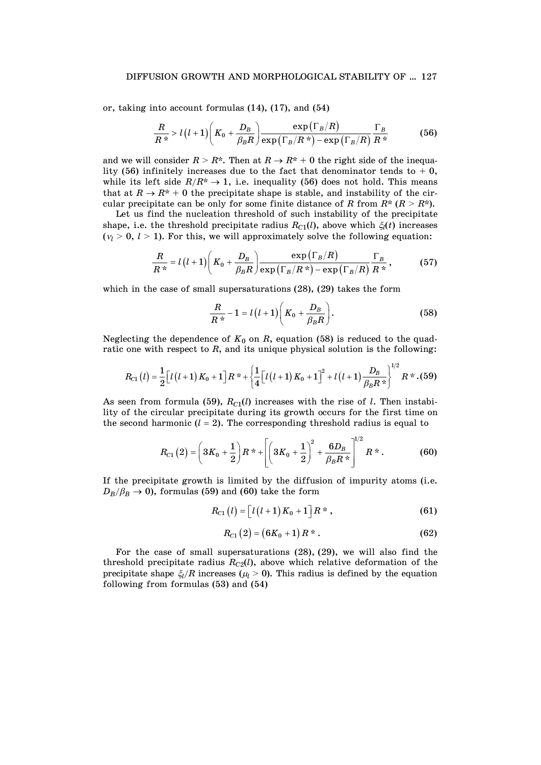or, taking into account formulas (14), (17), and (54)

$$\frac{R}{R*} > l(l+1)\left(K_0 + \frac{D_B}{\beta_B R}\right)\frac{\exp(\Gamma_B/R)}{\exp(\Gamma_B/R*) - \exp(\Gamma_B/R)}\frac{\Gamma_B}{R*} \tag{56}$$

and we will consider $R > R^*$. Then at $R \to R^* + 0$ the right side of the inequality (56) infinitely increases due to the fact that denominator tends to $+ 0$, while its left side $R/R^* \to 1$, i.e. inequality (56) does not hold. This means that at $R \to R^* + 0$ the precipitate shape is stable, and instability of the circular precipitate can be only for some finite distance of $R$ from $R^*$ ($R > R^*$).

Let us find the nucleation threshold of such instability of the precipitate shape, i.e. the threshold precipitate radius $R_{C1}(l)$, above which $\xi_l(t)$ increases ($\nu_l > 0$, $l > 1$). For this, we will approximately solve the following equation:

$$\frac{R}{R*} = l(l+1)\left(K_0 + \frac{D_B}{\beta_B R}\right)\frac{\exp(\Gamma_B/R)}{\exp(\Gamma_B/R*) - \exp(\Gamma_B/R)}\frac{\Gamma_B}{R*}, \tag{57}$$

which in the case of small supersaturations (28), (29) takes the form

$$\frac{R}{R*} - 1 = l(l+1)\left(K_0 + \frac{D_B}{\beta_B R}\right). \tag{58}$$

Neglecting the dependence of $K_0$ on $R$, equation (58) is reduced to the quadratic one with respect to $R$, and its unique physical solution is the following:

$$R_{C1}(l) = \frac{1}{2}\left[l(l+1)K_0 + 1\right]R* + \left\{\frac{1}{4}\left[l(l+1)K_0 + 1\right]^2 + l(l+1)\frac{D_B}{\beta_B R*}\right\}^{1/2} R*. \tag{59}$$

As seen from formula (59), $R_{C1}(l)$ increases with the rise of $l$. Then instability of the circular precipitate during its growth occurs for the first time on the second harmonic ($l = 2$). The corresponding threshold radius is equal to

$$R_{C1}(2) = \left(3K_0 + \frac{1}{2}\right)R* + \left[\left(3K_0 + \frac{1}{2}\right)^2 + \frac{6D_B}{\beta_B R*}\right]^{1/2} R*. \tag{60}$$

If the precipitate growth is limited by the diffusion of impurity atoms (i.e. $D_B/\beta_B \to 0$), formulas (59) and (60) take the form

$$R_{C1}(l) = \left[l(l+1)K_0 + 1\right]R*, \tag{61}$$

$$R_{C1}(2) = (6K_0 + 1)R*. \tag{62}$$

For the case of small supersaturations (28), (29), we will also find the threshold precipitate radius $R_{C2}(l)$, above which relative deformation of the precipitate shape $\xi_l/R$ increases ($\mu_l > 0$). This radius is defined by the equation following from formulas (53) and (54)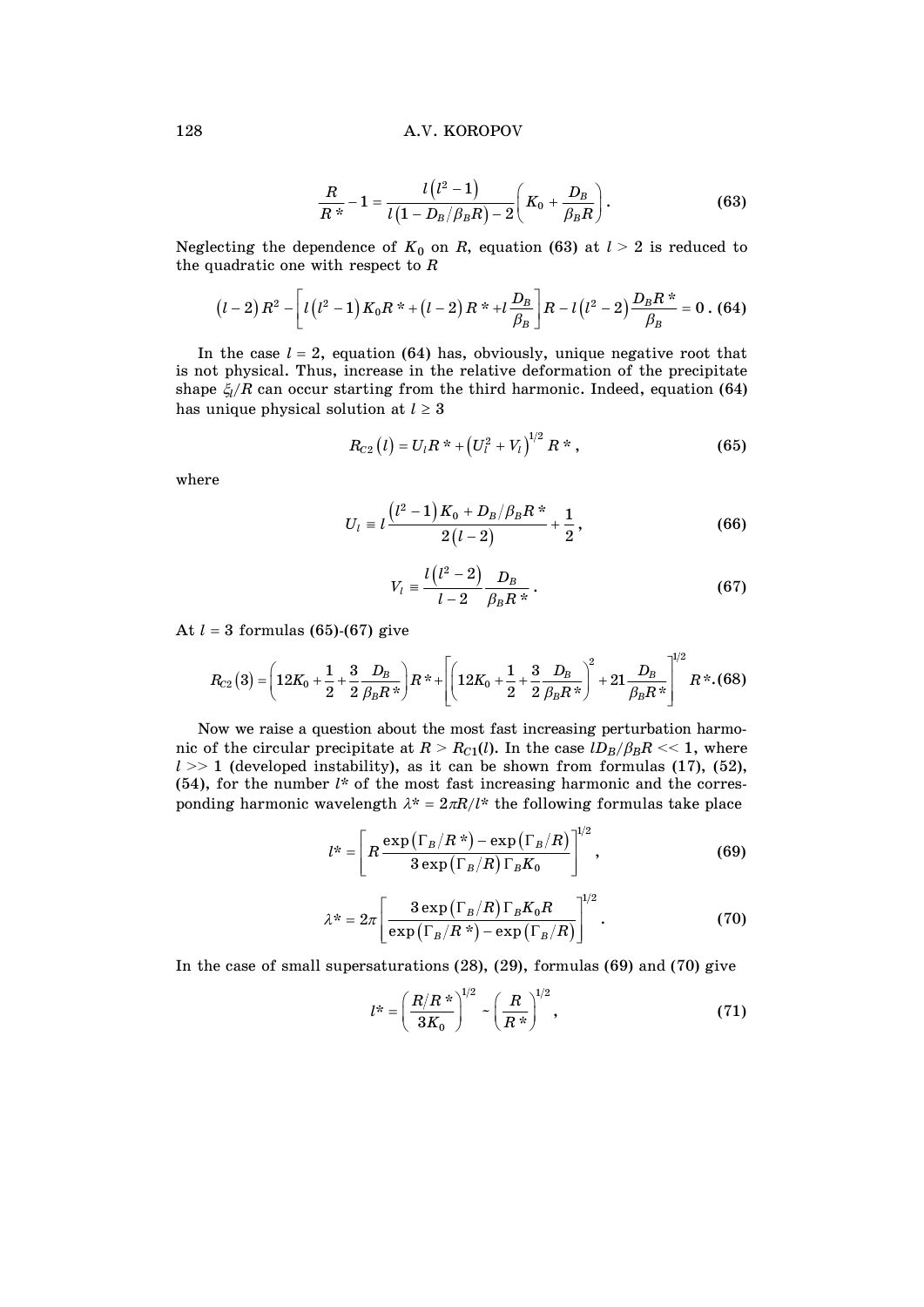$$\frac{R}{R^*} - 1 = \frac{l\left(l^2-1\right)}{l\left(1 - D_B/\beta_B R\right) - 2}\left(K_0 + \frac{D_B}{\beta_B R}\right). \quad \textbf{(63)}$$

Neglecting the dependence of $K_0$ on $R$, equation **(63)** at $l > 2$ is reduced to the quadratic one with respect to $R$

$$\left(l-2\right)R^2 - \left[l\left(l^2-1\right)K_0 R^* + \left(l-2\right)R^* + l\frac{D_B}{\beta_B}\right]R - l\left(l^2-2\right)\frac{D_B R^*}{\beta_B} = 0\,. \quad \textbf{(64)}$$

In the case $l = 2$, equation **(64)** has, obviously, unique negative root that is not physical. Thus, increase in the relative deformation of the precipitate shape $\xi_l/R$ can occur starting from the third harmonic. Indeed, equation **(64)** has unique physical solution at $l \geq 3$

$$R_{C2}\left(l\right) = U_l R^* + \left(U_l^2 + V_l\right)^{1/2} R^*\,, \quad \textbf{(65)}$$

where

$$U_l \equiv l\frac{\left(l^2-1\right)K_0 + D_B/\beta_B R^*}{2\left(l-2\right)} + \frac{1}{2}\,, \quad \textbf{(66)}$$

$$V_l \equiv \frac{l\left(l^2-2\right)}{l-2}\frac{D_B}{\beta_B R^*}\,. \quad \textbf{(67)}$$

At $l = 3$ formulas **(65)**-**(67)** give

$$R_{C2}\left(3\right) = \left(12K_0 + \frac{1}{2} + \frac{3}{2}\frac{D_B}{\beta_B R^*}\right)R^* + \left[\left(12K_0 + \frac{1}{2} + \frac{3}{2}\frac{D_B}{\beta_B R^*}\right)^2 + 21\frac{D_B}{\beta_B R^*}\right]^{1/2} R^*. \quad \textbf{(68)}$$

Now we raise a question about the most fast increasing perturbation harmonic of the circular precipitate at $R > R_{C1}(l)$. In the case $lD_B/\beta_B R \ll 1$, where $l \gg 1$ (developed instability), as it can be shown from formulas **(17)**, **(52)**, **(54)**, for the number $l^*$ of the most fast increasing harmonic and the corresponding harmonic wavelength $\lambda^* = 2\pi R/l^*$ the following formulas take place

$$l^* = \left[R\frac{\exp\left(\Gamma_B/R^*\right) - \exp\left(\Gamma_B/R\right)}{3\exp\left(\Gamma_B/R\right)\Gamma_B K_0}\right]^{1/2}, \quad \textbf{(69)}$$

$$\lambda^* = 2\pi\left[\frac{3\exp\left(\Gamma_B/R\right)\Gamma_B K_0 R}{\exp\left(\Gamma_B/R^*\right) - \exp\left(\Gamma_B/R\right)}\right]^{1/2}. \quad \textbf{(70)}$$

In the case of small supersaturations **(28)**, **(29)**, formulas **(69)** and **(70)** give

$$l^* = \left(\frac{R/R^*}{3K_0}\right)^{1/2} \sim \left(\frac{R}{R^*}\right)^{1/2}, \quad \textbf{(71)}$$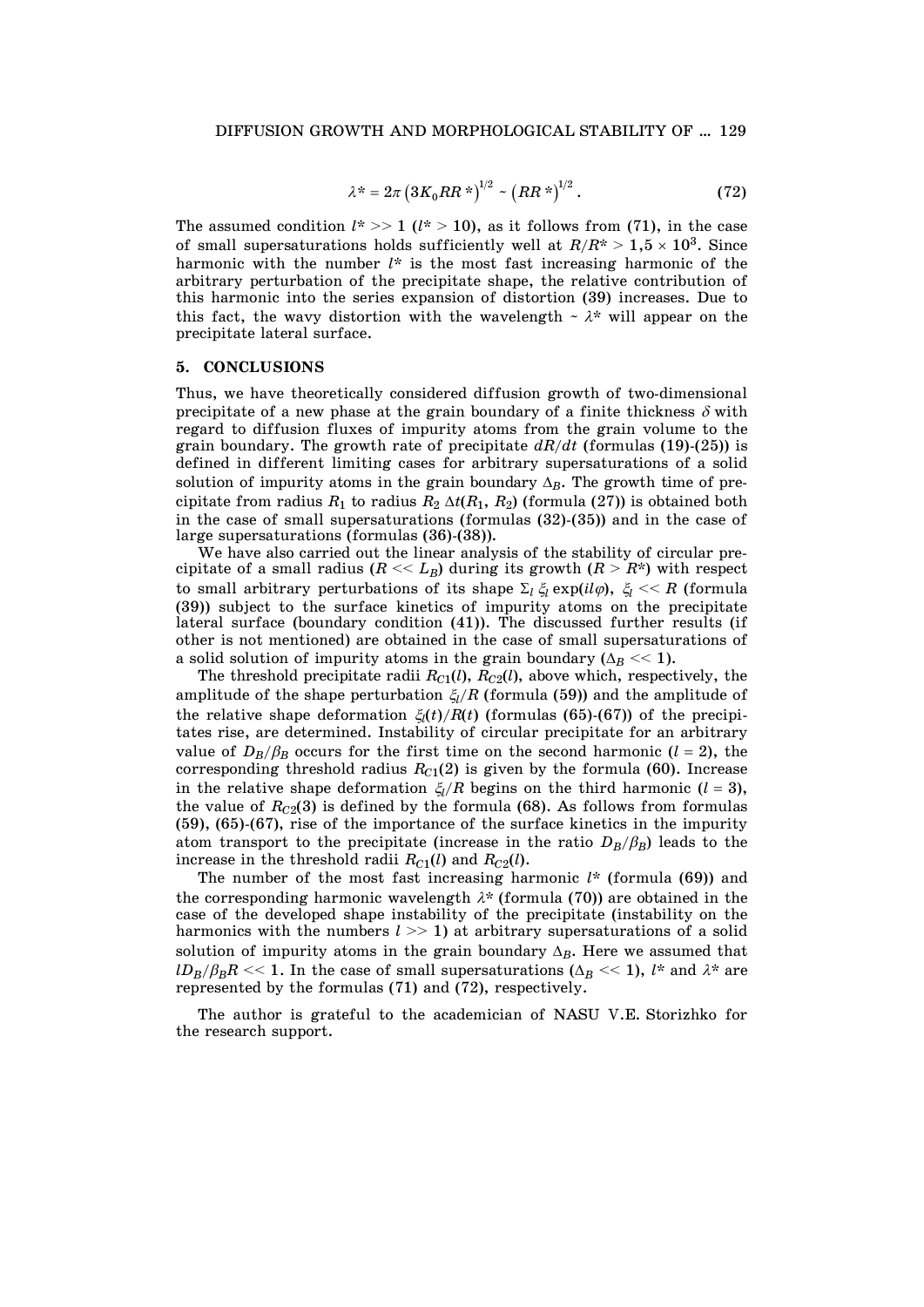$$\lambda^* = 2\pi \left(3K_0 R R^*\right)^{1/2} \sim \left(R R^*\right)^{1/2}. \qquad (72)$$

The assumed condition $l^* >> 1$ ($l^* > 10$), as it follows from (71), in the case of small supersaturations holds sufficiently well at $R/R^* > 1{,}5 \times 10^3$. Since harmonic with the number $l^*$ is the most fast increasing harmonic of the arbitrary perturbation of the precipitate shape, the relative contribution of this harmonic into the series expansion of distortion (39) increases. Due to this fact, the wavy distortion with the wavelength $\sim \lambda^*$ will appear on the precipitate lateral surface.

## 5. CONCLUSIONS

Thus, we have theoretically considered diffusion growth of two-dimensional precipitate of a new phase at the grain boundary of a finite thickness $\delta$ with regard to diffusion fluxes of impurity atoms from the grain volume to the grain boundary. The growth rate of precipitate $dR/dt$ (formulas (19)-(25)) is defined in different limiting cases for arbitrary supersaturations of a solid solution of impurity atoms in the grain boundary $\Delta_B$. The growth time of precipitate from radius $R_1$ to radius $R_2$ $\Delta t(R_1, R_2)$ (formula (27)) is obtained both in the case of small supersaturations (formulas (32)-(35)) and in the case of large supersaturations (formulas (36)-(38)).

We have also carried out the linear analysis of the stability of circular precipitate of a small radius ($R << L_B$) during its growth ($R > R^*$) with respect to small arbitrary perturbations of its shape $\Sigma_l\, \xi_l \exp(il\varphi)$, $\xi_l << R$ (formula (39)) subject to the surface kinetics of impurity atoms on the precipitate lateral surface (boundary condition (41)). The discussed further results (if other is not mentioned) are obtained in the case of small supersaturations of a solid solution of impurity atoms in the grain boundary ($\Delta_B << 1$).

The threshold precipitate radii $R_{C1}(l)$, $R_{C2}(l)$, above which, respectively, the amplitude of the shape perturbation $\xi_l/R$ (formula (59)) and the amplitude of the relative shape deformation $\xi_l(t)/R(t)$ (formulas (65)-(67)) of the precipitates rise, are determined. Instability of circular precipitate for an arbitrary value of $D_B/\beta_B$ occurs for the first time on the second harmonic ($l = 2$), the corresponding threshold radius $R_{C1}(2)$ is given by the formula (60). Increase in the relative shape deformation $\xi_l/R$ begins on the third harmonic ($l = 3$), the value of $R_{C2}(3)$ is defined by the formula (68). As follows from formulas (59), (65)-(67), rise of the importance of the surface kinetics in the impurity atom transport to the precipitate (increase in the ratio $D_B/\beta_B$) leads to the increase in the threshold radii $R_{C1}(l)$ and $R_{C2}(l)$.

The number of the most fast increasing harmonic $l^*$ (formula (69)) and the corresponding harmonic wavelength $\lambda^*$ (formula (70)) are obtained in the case of the developed shape instability of the precipitate (instability on the harmonics with the numbers $l >> 1$) at arbitrary supersaturations of a solid solution of impurity atoms in the grain boundary $\Delta_B$. Here we assumed that $lD_B/\beta_B R << 1$. In the case of small supersaturations ($\Delta_B << 1$), $l^*$ and $\lambda^*$ are represented by the formulas (71) and (72), respectively.

The author is grateful to the academician of NASU V.E. Storizhko for the research support.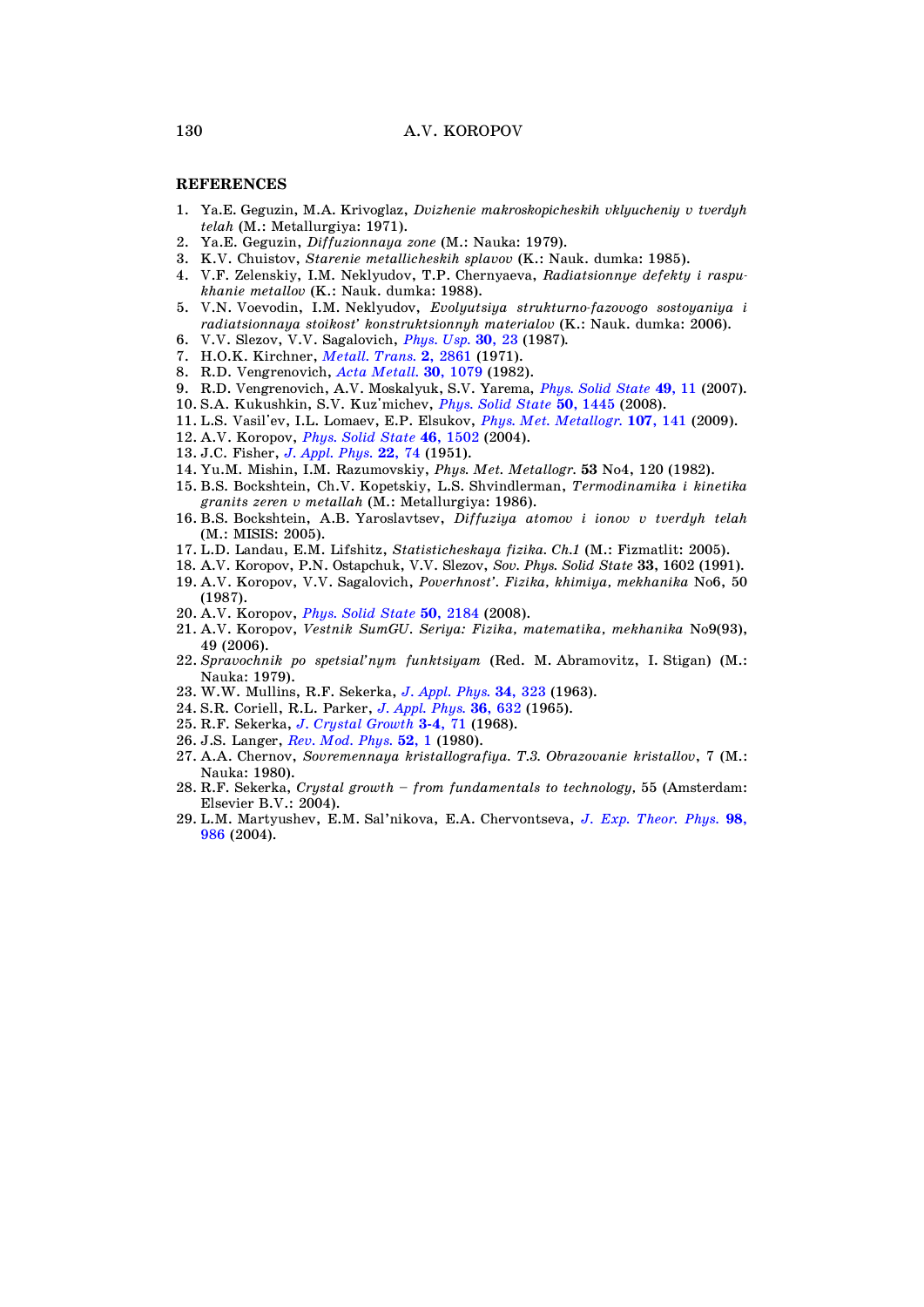## REFERENCES

1. Ya.E. Geguzin, M.A. Krivoglaz, *Dvizhenie makroskopicheskih vklyucheniy v tverdyh telah* (M.: Metallurgiya: 1971).
2. Ya.E. Geguzin, *Diffuzionnaya zone* (M.: Nauka: 1979).
3. K.V. Chuistov, *Starenie metallicheskih splavov* (K.: Nauk. dumka: 1985).
4. V.F. Zelenskiy, I.M. Neklyudov, T.P. Chernyaeva, *Radiatsionnye defekty i raspukhanie metallov* (K.: Nauk. dumka: 1988).
5. V.N. Voevodin, I.M. Neklyudov, *Evolyutsiya strukturno-fazovogo sostoyaniya i radiatsionnaya stoikost' konstruktsionnyh materialov* (K.: Nauk. dumka: 2006).
6. V.V. Slezov, V.V. Sagalovich, *Phys. Usp.* **30**, 23 (1987).
7. H.O.K. Kirchner, *Metall. Trans.* **2**, 2861 (1971).
8. R.D. Vengrenovich, *Acta Metall.* **30**, 1079 (1982).
9. R.D. Vengrenovich, A.V. Moskalyuk, S.V. Yarema, *Phys. Solid State* **49**, 11 (2007).
10. S.A. Kukushkin, S.V. Kuz'michev, *Phys. Solid State* **50**, 1445 (2008).
11. L.S. Vasil'ev, I.L. Lomaev, E.P. Elsukov, *Phys. Met. Metallogr.* **107**, 141 (2009).
12. A.V. Koropov, *Phys. Solid State* **46**, 1502 (2004).
13. J.C. Fisher, *J. Appl. Phys.* **22**, 74 (1951).
14. Yu.M. Mishin, I.M. Razumovskiy, *Phys. Met. Metallogr.* **53** No4, 120 (1982).
15. B.S. Bockshtein, Ch.V. Kopetskiy, L.S. Shvindlerman, *Termodinamika i kinetika granits zeren v metallah* (M.: Metallurgiya: 1986).
16. B.S. Bockshtein, A.B. Yaroslavtsev, *Diffuziya atomov i ionov v tverdyh telah* (M.: MISIS: 2005).
17. L.D. Landau, E.M. Lifshitz, *Statisticheskaya fizika. Ch.1* (M.: Fizmatlit: 2005).
18. A.V. Koropov, P.N. Ostapchuk, V.V. Slezov, *Sov. Phys. Solid State* **33**, 1602 (1991).
19. A.V. Koropov, V.V. Sagalovich, *Poverhnost'. Fizika, khimiya, mekhanika* No6, 50 (1987).
20. A.V. Koropov, *Phys. Solid State* **50**, 2184 (2008).
21. A.V. Koropov, *Vestnik SumGU. Seriya: Fizika, matematika, mekhanika* No9(93), 49 (2006).
22. *Spravochnik po spetsial'nym funktsiyam* (Red. M. Abramovitz, I. Stigan) (M.: Nauka: 1979).
23. W.W. Mullins, R.F. Sekerka, *J. Appl. Phys.* **34**, 323 (1963).
24. S.R. Coriell, R.L. Parker, *J. Appl. Phys.* **36**, 632 (1965).
25. R.F. Sekerka, *J. Crystal Growth* **3-4**, 71 (1968).
26. J.S. Langer, *Rev. Mod. Phys.* **52**, 1 (1980).
27. A.A. Chernov, *Sovremennaya kristallografiya. T.3. Obrazovanie kristallov*, 7 (M.: Nauka: 1980).
28. R.F. Sekerka, *Crystal growth – from fundamentals to technology*, 55 (Amsterdam: Elsevier B.V.: 2004).
29. L.M. Martyushev, E.M. Sal'nikova, E.A. Chervontseva, *J. Exp. Theor. Phys.* **98**, 986 (2004).